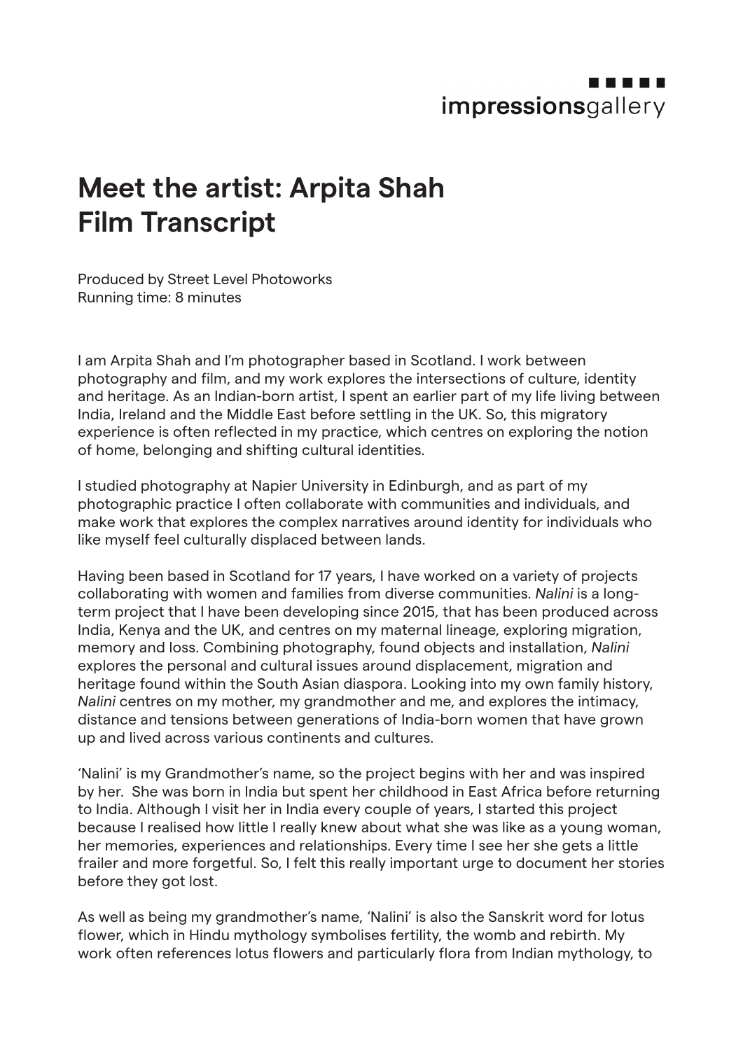# Meet the artist: Arpita Shah
# Film Transcript

Produced by Street Level Photoworks
Running time: 8 minutes

I am Arpita Shah and I'm photographer based in Scotland. I work between photography and film, and my work explores the intersections of culture, identity and heritage. As an Indian-born artist, I spent an earlier part of my life living between India, Ireland and the Middle East before settling in the UK. So, this migratory experience is often reflected in my practice, which centres on exploring the notion of home, belonging and shifting cultural identities.

I studied photography at Napier University in Edinburgh, and as part of my photographic practice I often collaborate with communities and individuals, and make work that explores the complex narratives around identity for individuals who like myself feel culturally displaced between lands.

Having been based in Scotland for 17 years, I have worked on a variety of projects collaborating with women and families from diverse communities. *Nalini* is a long-term project that I have been developing since 2015, that has been produced across India, Kenya and the UK, and centres on my maternal lineage, exploring migration, memory and loss. Combining photography, found objects and installation, *Nalini* explores the personal and cultural issues around displacement, migration and heritage found within the South Asian diaspora. Looking into my own family history, *Nalini* centres on my mother, my grandmother and me, and explores the intimacy, distance and tensions between generations of India-born women that have grown up and lived across various continents and cultures.

'Nalini' is my Grandmother's name, so the project begins with her and was inspired by her. She was born in India but spent her childhood in East Africa before returning to India. Although I visit her in India every couple of years, I started this project because I realised how little I really knew about what she was like as a young woman, her memories, experiences and relationships. Every time I see her she gets a little frailer and more forgetful. So, I felt this really important urge to document her stories before they got lost.

As well as being my grandmother's name, 'Nalini' is also the Sanskrit word for lotus flower, which in Hindu mythology symbolises fertility, the womb and rebirth. My work often references lotus flowers and particularly flora from Indian mythology, to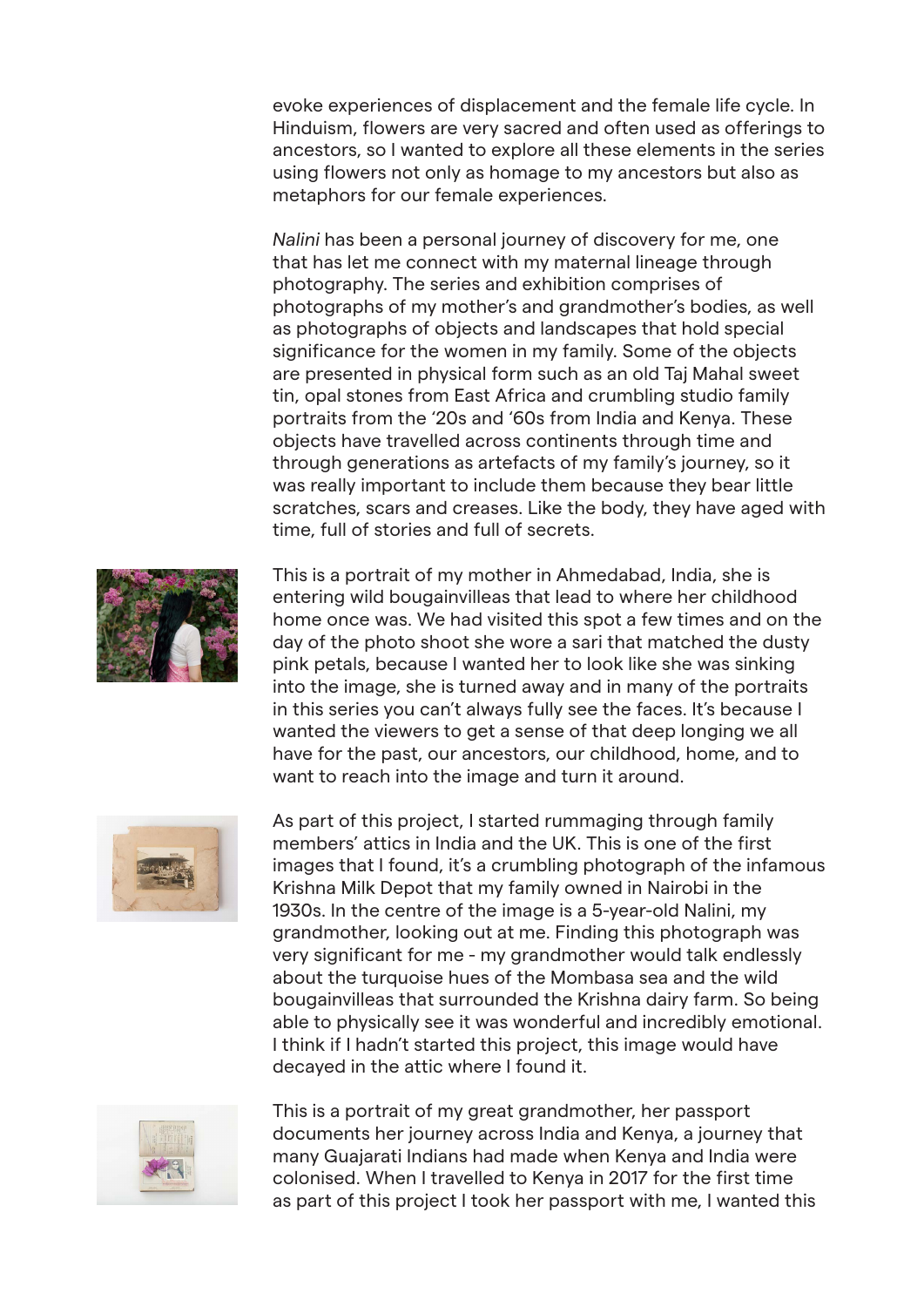evoke experiences of displacement and the female life cycle. In Hinduism, flowers are very sacred and often used as offerings to ancestors, so I wanted to explore all these elements in the series using flowers not only as homage to my ancestors but also as metaphors for our female experiences.

*Nalini* has been a personal journey of discovery for me, one that has let me connect with my maternal lineage through photography. The series and exhibition comprises of photographs of my mother's and grandmother's bodies, as well as photographs of objects and landscapes that hold special significance for the women in my family. Some of the objects are presented in physical form such as an old Taj Mahal sweet tin, opal stones from East Africa and crumbling studio family portraits from the '20s and '60s from India and Kenya. These objects have travelled across continents through time and through generations as artefacts of my family's journey, so it was really important to include them because they bear little scratches, scars and creases. Like the body, they have aged with time, full of stories and full of secrets.

This is a portrait of my mother in Ahmedabad, India, she is entering wild bougainvilleas that lead to where her childhood home once was. We had visited this spot a few times and on the day of the photo shoot she wore a sari that matched the dusty pink petals, because I wanted her to look like she was sinking into the image, she is turned away and in many of the portraits in this series you can't always fully see the faces. It's because I wanted the viewers to get a sense of that deep longing we all have for the past, our ancestors, our childhood, home, and to want to reach into the image and turn it around.

As part of this project, I started rummaging through family members' attics in India and the UK. This is one of the first images that I found, it's a crumbling photograph of the infamous Krishna Milk Depot that my family owned in Nairobi in the 1930s. In the centre of the image is a 5-year-old Nalini, my grandmother, looking out at me. Finding this photograph was very significant for me - my grandmother would talk endlessly about the turquoise hues of the Mombasa sea and the wild bougainvilleas that surrounded the Krishna dairy farm. So being able to physically see it was wonderful and incredibly emotional. I think if I hadn't started this project, this image would have decayed in the attic where I found it.

This is a portrait of my great grandmother, her passport documents her journey across India and Kenya, a journey that many Guajarati Indians had made when Kenya and India were colonised. When I travelled to Kenya in 2017 for the first time as part of this project I took her passport with me, I wanted this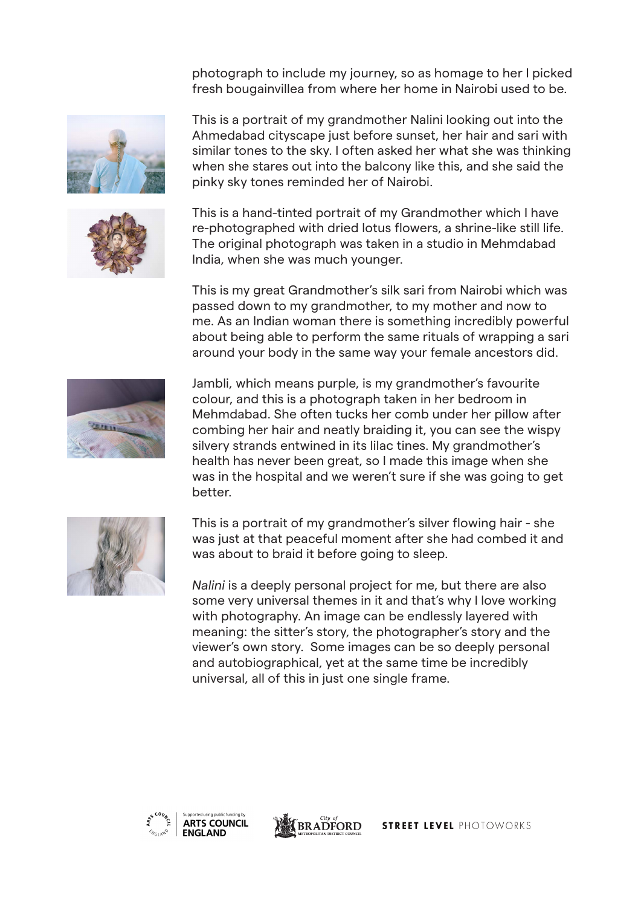photograph to include my journey, so as homage to her I picked fresh bougainvillea from where her home in Nairobi used to be.

This is a portrait of my grandmother Nalini looking out into the Ahmedabad cityscape just before sunset, her hair and sari with similar tones to the sky. I often asked her what she was thinking when she stares out into the balcony like this, and she said the pinky sky tones reminded her of Nairobi.

This is a hand-tinted portrait of my Grandmother which I have re-photographed with dried lotus flowers, a shrine-like still life. The original photograph was taken in a studio in Mehmdabad India, when she was much younger.

This is my great Grandmother's silk sari from Nairobi which was passed down to my grandmother, to my mother and now to me. As an Indian woman there is something incredibly powerful about being able to perform the same rituals of wrapping a sari around your body in the same way your female ancestors did.

Jambli, which means purple, is my grandmother's favourite colour, and this is a photograph taken in her bedroom in Mehmdabad. She often tucks her comb under her pillow after combing her hair and neatly braiding it, you can see the wispy silvery strands entwined in its lilac tines. My grandmother's health has never been great, so I made this image when she was in the hospital and we weren't sure if she was going to get better.

This is a portrait of my grandmother's silver flowing hair - she was just at that peaceful moment after she had combed it and was about to braid it before going to sleep.

*Nalini* is a deeply personal project for me, but there are also some very universal themes in it and that's why I love working with photography. An image can be endlessly layered with meaning: the sitter's story, the photographer's story and the viewer's own story. Some images can be so deeply personal and autobiographical, yet at the same time be incredibly universal, all of this in just one single frame.

Supported using public funding by ARTS COUNCIL ENGLAND

City of BRADFORD METROPOLITAN DISTRICT COUNCIL

STREET LEVEL PHOTOWORKS